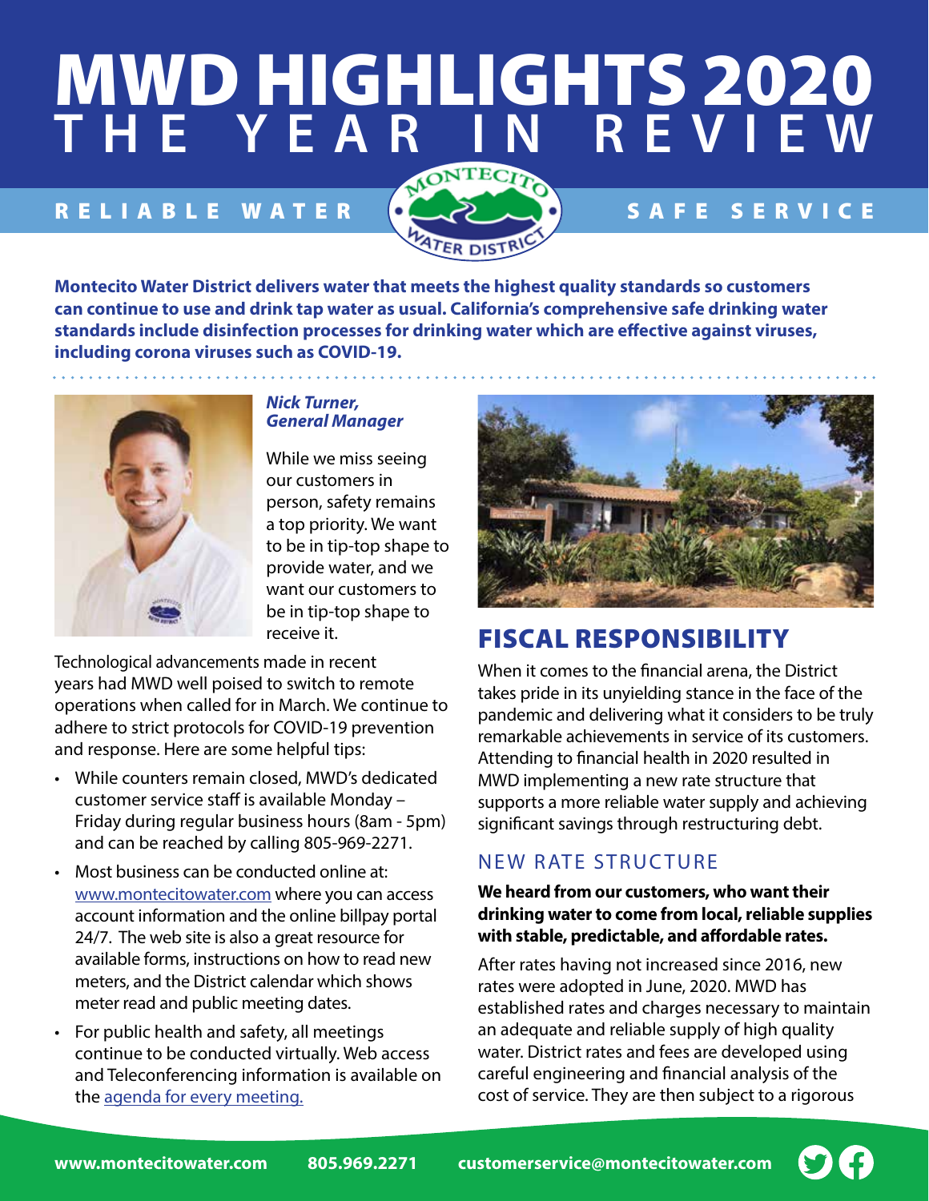# MWD HIGHLIGHTS 2020
## THE YEAR IN REVIEW

RELIABLE WATER — SAFE SERVICE

MONTECITO WATER DISTRICT

**Montecito Water District delivers water that meets the highest quality standards so customers can continue to use and drink tap water as usual. California's comprehensive safe drinking water standards include disinfection processes for drinking water which are effective against viruses, including corona viruses such as COVID-19.**

***Nick Turner, General Manager***

While we miss seeing our customers in person, safety remains a top priority. We want to be in tip-top shape to provide water, and we want our customers to be in tip-top shape to receive it.

Technological advancements made in recent years had MWD well poised to switch to remote operations when called for in March. We continue to adhere to strict protocols for COVID-19 prevention and response. Here are some helpful tips:

- While counters remain closed, MWD's dedicated customer service staff is available Monday – Friday during regular business hours (8am - 5pm) and can be reached by calling 805-969-2271.
- Most business can be conducted online at: www.montecitowater.com where you can access account information and the online billpay portal 24/7. The web site is also a great resource for available forms, instructions on how to read new meters, and the District calendar which shows meter read and public meeting dates.
- For public health and safety, all meetings continue to be conducted virtually. Web access and Teleconferencing information is available on the agenda for every meeting.

## FISCAL RESPONSIBILITY

When it comes to the financial arena, the District takes pride in its unyielding stance in the face of the pandemic and delivering what it considers to be truly remarkable achievements in service of its customers. Attending to financial health in 2020 resulted in MWD implementing a new rate structure that supports a more reliable water supply and achieving significant savings through restructuring debt.

### NEW RATE STRUCTURE

**We heard from our customers, who want their drinking water to come from local, reliable supplies with stable, predictable, and affordable rates.**

After rates having not increased since 2016, new rates were adopted in June, 2020. MWD has established rates and charges necessary to maintain an adequate and reliable supply of high quality water. District rates and fees are developed using careful engineering and financial analysis of the cost of service. They are then subject to a rigorous

www.montecitowater.com 805.969.2271 customerservice@montecitowater.com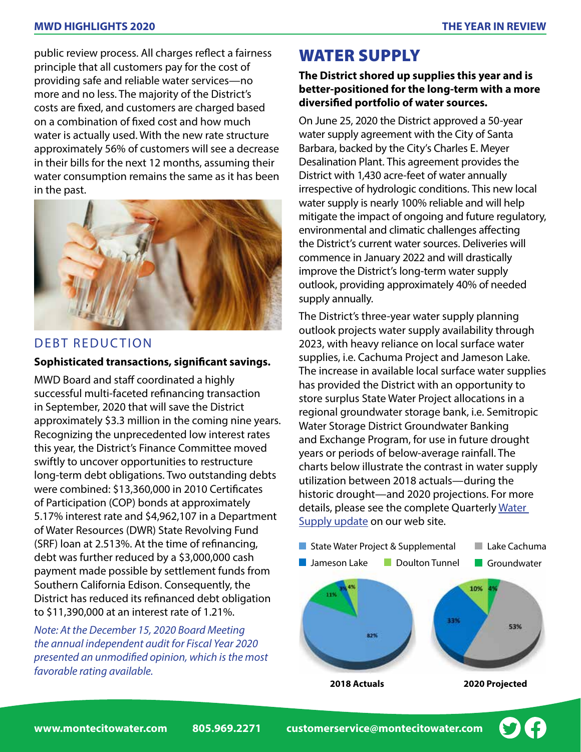public review process. All charges reflect a fairness principle that all customers pay for the cost of providing safe and reliable water services—no more and no less. The majority of the District's costs are fixed, and customers are charged based on a combination of fixed cost and how much water is actually used. With the new rate structure approximately 56% of customers will see a decrease in their bills for the next 12 months, assuming their water consumption remains the same as it has been in the past.

## DEBT REDUCTION

**Sophisticated transactions, significant savings.**

MWD Board and staff coordinated a highly successful multi-faceted refinancing transaction in September, 2020 that will save the District approximately $3.3 million in the coming nine years. Recognizing the unprecedented low interest rates this year, the District's Finance Committee moved swiftly to uncover opportunities to restructure long-term debt obligations. Two outstanding debts were combined: $13,360,000 in 2010 Certificates of Participation (COP) bonds at approximately 5.17% interest rate and $4,962,107 in a Department of Water Resources (DWR) State Revolving Fund (SRF) loan at 2.513%. At the time of refinancing, debt was further reduced by a $3,000,000 cash payment made possible by settlement funds from Southern California Edison. Consequently, the District has reduced its refinanced debt obligation to $11,390,000 at an interest rate of 1.21%.

*Note: At the December 15, 2020 Board Meeting the annual independent audit for Fiscal Year 2020 presented an unmodified opinion, which is the most favorable rating available.*

# WATER SUPPLY

**The District shored up supplies this year and is better-positioned for the long-term with a more diversified portfolio of water sources.**

On June 25, 2020 the District approved a 50-year water supply agreement with the City of Santa Barbara, backed by the City's Charles E. Meyer Desalination Plant. This agreement provides the District with 1,430 acre-feet of water annually irrespective of hydrologic conditions. This new local water supply is nearly 100% reliable and will help mitigate the impact of ongoing and future regulatory, environmental and climatic challenges affecting the District's current water sources. Deliveries will commence in January 2022 and will drastically improve the District's long-term water supply outlook, providing approximately 40% of needed supply annually.

The District's three-year water supply planning outlook projects water supply availability through 2023, with heavy reliance on local surface water supplies, i.e. Cachuma Project and Jameson Lake. The increase in available local surface water supplies has provided the District with an opportunity to store surplus State Water Project allocations in a regional groundwater storage bank, i.e. Semitropic Water Storage District Groundwater Banking and Exchange Program, for use in future drought years or periods of below-average rainfall. The charts below illustrate the contrast in water supply utilization between 2018 actuals—during the historic drought—and 2020 projections. For more details, please see the complete Quarterly Water Supply update on our web site.

State Water Project & Supplemental | Lake Cachuma | Jameson Lake | Doulton Tunnel | Groundwater

**2018 Actuals**: 82%, 11%, 3%, 4%

**2020 Projected**: 53%, 33%, 10%, 4%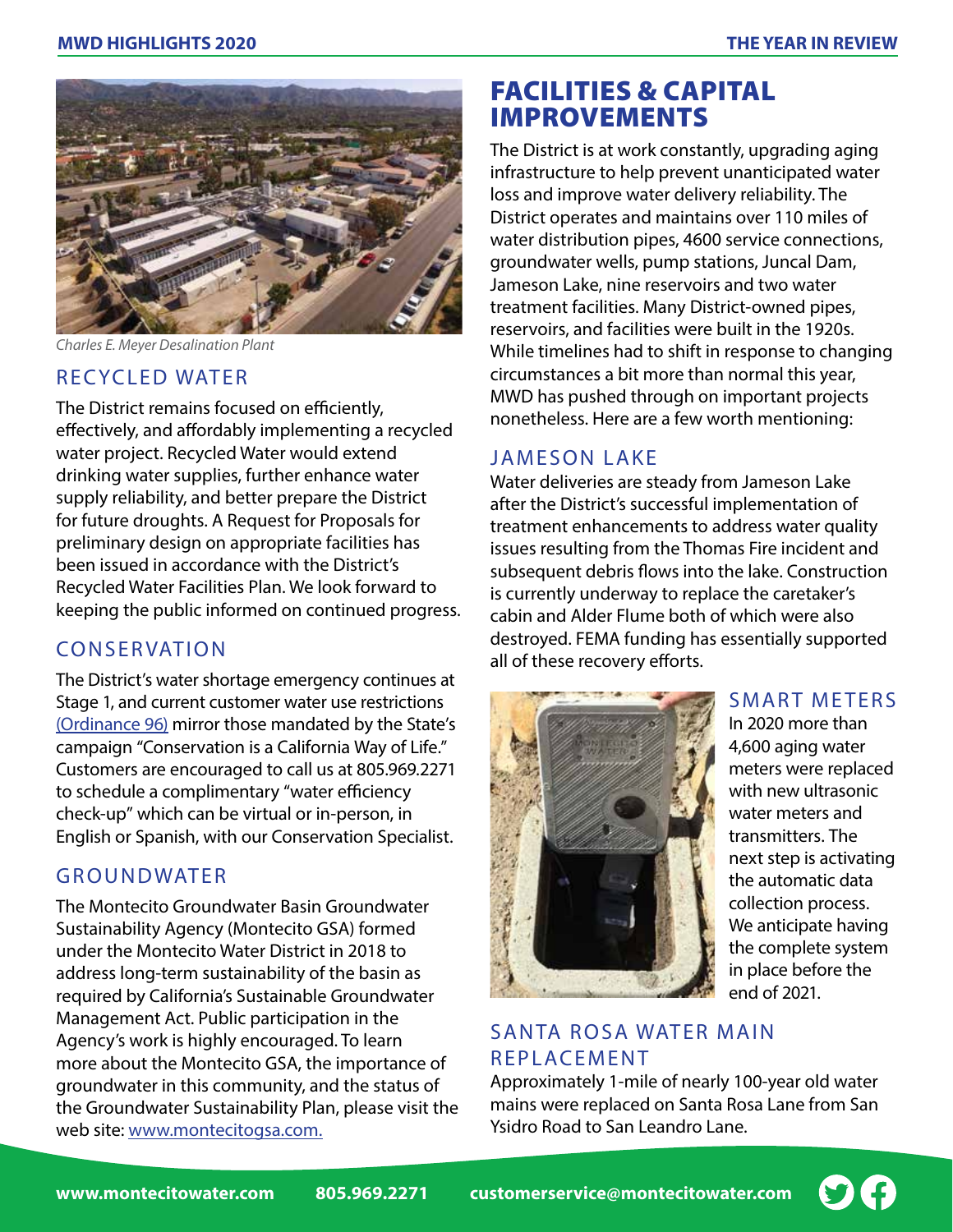*Charles E. Meyer Desalination Plant*

## RECYCLED WATER

The District remains focused on efficiently, effectively, and affordably implementing a recycled water project. Recycled Water would extend drinking water supplies, further enhance water supply reliability, and better prepare the District for future droughts. A Request for Proposals for preliminary design on appropriate facilities has been issued in accordance with the District's Recycled Water Facilities Plan. We look forward to keeping the public informed on continued progress.

## CONSERVATION

The District's water shortage emergency continues at Stage 1, and current customer water use restrictions (Ordinance 96) mirror those mandated by the State's campaign "Conservation is a California Way of Life." Customers are encouraged to call us at 805.969.2271 to schedule a complimentary "water efficiency check-up" which can be virtual or in-person, in English or Spanish, with our Conservation Specialist.

## GROUNDWATER

The Montecito Groundwater Basin Groundwater Sustainability Agency (Montecito GSA) formed under the Montecito Water District in 2018 to address long-term sustainability of the basin as required by California's Sustainable Groundwater Management Act. Public participation in the Agency's work is highly encouraged. To learn more about the Montecito GSA, the importance of groundwater in this community, and the status of the Groundwater Sustainability Plan, please visit the web site: www.montecitogsa.com.

# FACILITIES & CAPITAL IMPROVEMENTS

The District is at work constantly, upgrading aging infrastructure to help prevent unanticipated water loss and improve water delivery reliability. The District operates and maintains over 110 miles of water distribution pipes, 4600 service connections, groundwater wells, pump stations, Juncal Dam, Jameson Lake, nine reservoirs and two water treatment facilities. Many District-owned pipes, reservoirs, and facilities were built in the 1920s. While timelines had to shift in response to changing circumstances a bit more than normal this year, MWD has pushed through on important projects nonetheless. Here are a few worth mentioning:

## JAMESON LAKE

Water deliveries are steady from Jameson Lake after the District's successful implementation of treatment enhancements to address water quality issues resulting from the Thomas Fire incident and subsequent debris flows into the lake. Construction is currently underway to replace the caretaker's cabin and Alder Flume both of which were also destroyed. FEMA funding has essentially supported all of these recovery efforts.

## SMART METERS

In 2020 more than 4,600 aging water meters were replaced with new ultrasonic water meters and transmitters. The next step is activating the automatic data collection process. We anticipate having the complete system in place before the end of 2021.

## SANTA ROSA WATER MAIN REPLACEMENT

Approximately 1-mile of nearly 100-year old water mains were replaced on Santa Rosa Lane from San Ysidro Road to San Leandro Lane.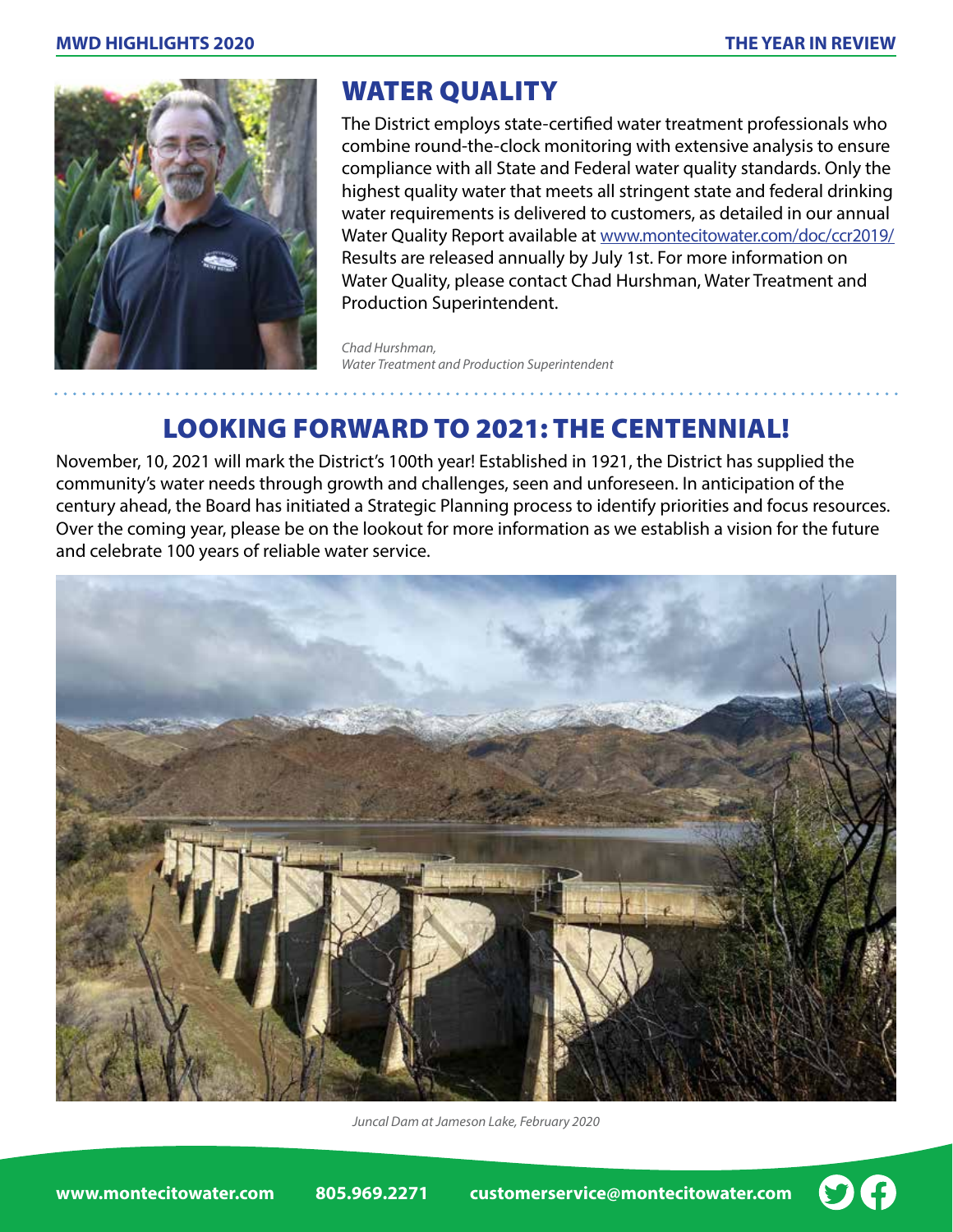## WATER QUALITY

The District employs state-certified water treatment professionals who combine round-the-clock monitoring with extensive analysis to ensure compliance with all State and Federal water quality standards. Only the highest quality water that meets all stringent state and federal drinking water requirements is delivered to customers, as detailed in our annual Water Quality Report available at www.montecitowater.com/doc/ccr2019/ Results are released annually by July 1st. For more information on Water Quality, please contact Chad Hurshman, Water Treatment and Production Superintendent.

*Chad Hurshman,*
*Water Treatment and Production Superintendent*

## LOOKING FORWARD TO 2021: THE CENTENNIAL!

November, 10, 2021 will mark the District's 100th year! Established in 1921, the District has supplied the community's water needs through growth and challenges, seen and unforeseen. In anticipation of the century ahead, the Board has initiated a Strategic Planning process to identify priorities and focus resources. Over the coming year, please be on the lookout for more information as we establish a vision for the future and celebrate 100 years of reliable water service.

*Juncal Dam at Jameson Lake, February 2020*

www.montecitowater.com 805.969.2271 customerservice@montecitowater.com